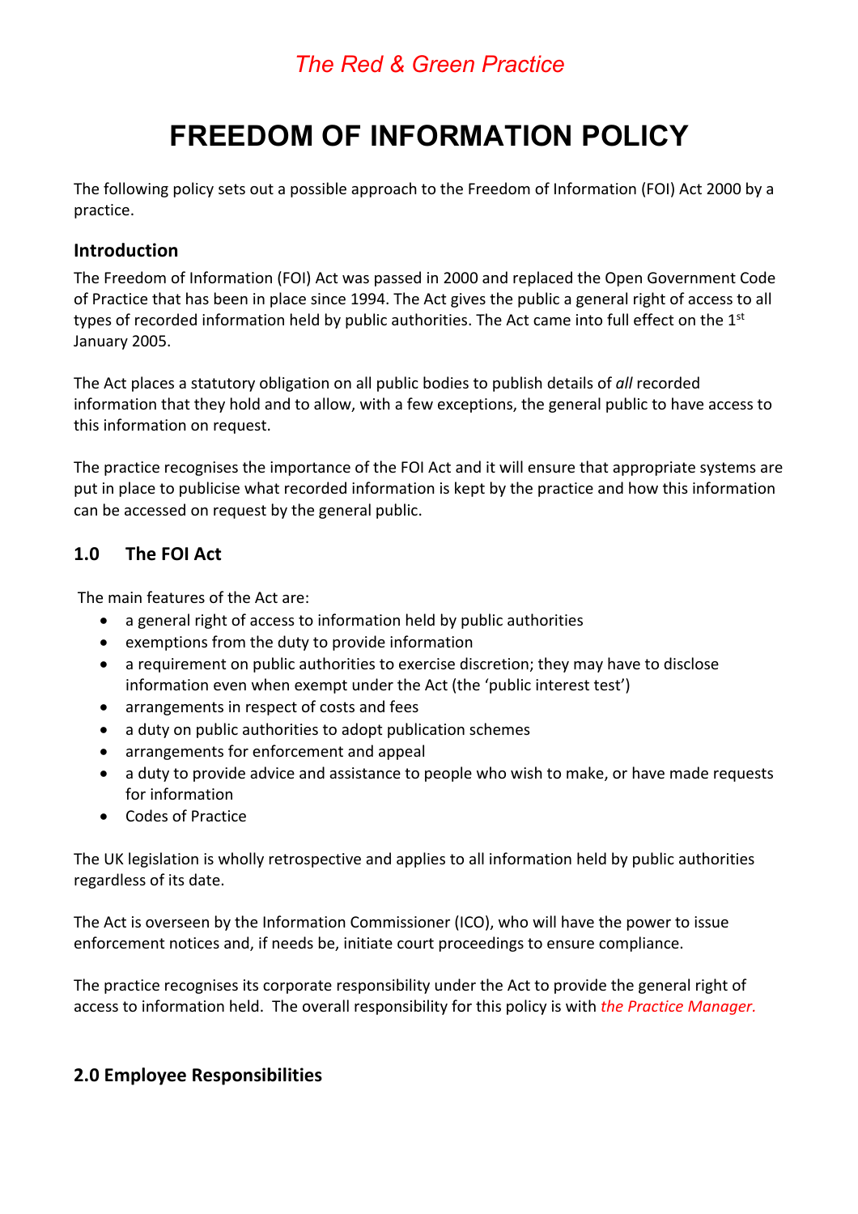*The Red & Green Practice*

# FREEDOM OF INFORMATION POLICY

The following policy sets out a possible approach to the Freedom of Information (FOI) Act 2000 by a practice.

## Introduction

The Freedom of Information (FOI) Act was passed in 2000 and replaced the Open Government Code of Practice that has been in place since 1994. The Act gives the public a general right of access to all types of recorded information held by public authorities. The Act came into full effect on the 1st January 2005.

The Act places a statutory obligation on all public bodies to publish details of *all* recorded information that they hold and to allow, with a few exceptions, the general public to have access to this information on request.

The practice recognises the importance of the FOI Act and it will ensure that appropriate systems are put in place to publicise what recorded information is kept by the practice and how this information can be accessed on request by the general public.

## 1.0 The FOI Act

The main features of the Act are:

- a general right of access to information held by public authorities
- exemptions from the duty to provide information
- a requirement on public authorities to exercise discretion; they may have to disclose information even when exempt under the Act (the 'public interest test')
- arrangements in respect of costs and fees
- a duty on public authorities to adopt publication schemes
- arrangements for enforcement and appeal
- a duty to provide advice and assistance to people who wish to make, or have made requests for information
- Codes of Practice

The UK legislation is wholly retrospective and applies to all information held by public authorities regardless of its date.

The Act is overseen by the Information Commissioner (ICO), who will have the power to issue enforcement notices and, if needs be, initiate court proceedings to ensure compliance.

The practice recognises its corporate responsibility under the Act to provide the general right of access to information held. The overall responsibility for this policy is with *the Practice Manager.*

## 2.0 Employee Responsibilities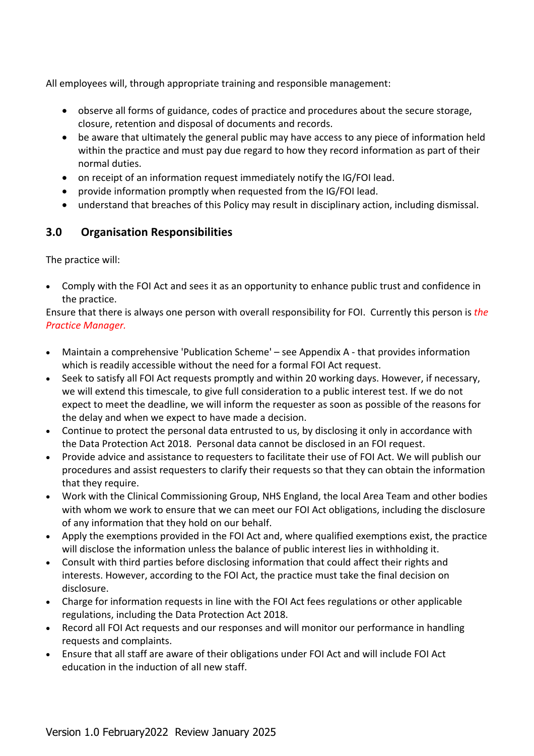All employees will, through appropriate training and responsible management:

- observe all forms of guidance, codes of practice and procedures about the secure storage, closure, retention and disposal of documents and records.
- be aware that ultimately the general public may have access to any piece of information held within the practice and must pay due regard to how they record information as part of their normal duties.
- on receipt of an information request immediately notify the IG/FOI lead.
- provide information promptly when requested from the IG/FOI lead.
- understand that breaches of this Policy may result in disciplinary action, including dismissal.

## 3.0 Organisation Responsibilities

The practice will:

- Comply with the FOI Act and sees it as an opportunity to enhance public trust and confidence in the practice.

Ensure that there is always one person with overall responsibility for FOI. Currently this person is *the Practice Manager.*

- Maintain a comprehensive 'Publication Scheme' – see Appendix A - that provides information which is readily accessible without the need for a formal FOI Act request.
- Seek to satisfy all FOI Act requests promptly and within 20 working days. However, if necessary, we will extend this timescale, to give full consideration to a public interest test. If we do not expect to meet the deadline, we will inform the requester as soon as possible of the reasons for the delay and when we expect to have made a decision.
- Continue to protect the personal data entrusted to us, by disclosing it only in accordance with the Data Protection Act 2018. Personal data cannot be disclosed in an FOI request.
- Provide advice and assistance to requesters to facilitate their use of FOI Act. We will publish our procedures and assist requesters to clarify their requests so that they can obtain the information that they require.
- Work with the Clinical Commissioning Group, NHS England, the local Area Team and other bodies with whom we work to ensure that we can meet our FOI Act obligations, including the disclosure of any information that they hold on our behalf.
- Apply the exemptions provided in the FOI Act and, where qualified exemptions exist, the practice will disclose the information unless the balance of public interest lies in withholding it.
- Consult with third parties before disclosing information that could affect their rights and interests. However, according to the FOI Act, the practice must take the final decision on disclosure.
- Charge for information requests in line with the FOI Act fees regulations or other applicable regulations, including the Data Protection Act 2018.
- Record all FOI Act requests and our responses and will monitor our performance in handling requests and complaints.
- Ensure that all staff are aware of their obligations under FOI Act and will include FOI Act education in the induction of all new staff.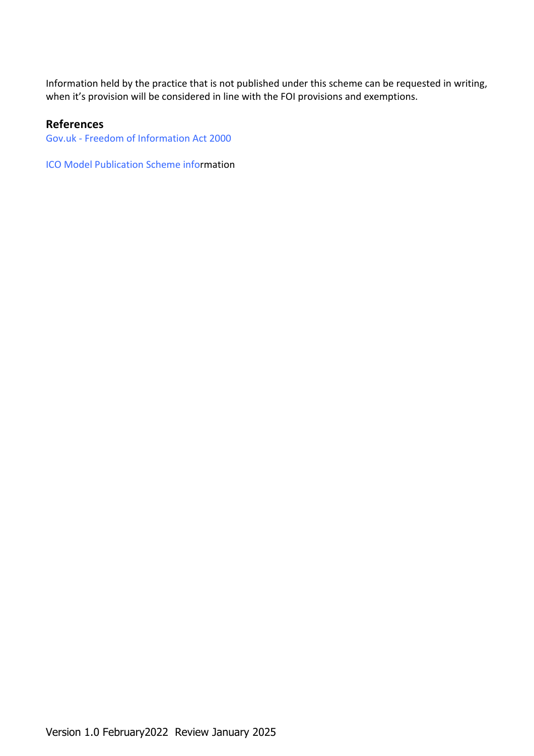Information held by the practice that is not published under this scheme can be requested in writing, when it's provision will be considered in line with the FOI provisions and exemptions.

## References

Gov.uk - Freedom of Information Act 2000

ICO Model Publication Scheme information

Version 1.0 February2022 Review January 2025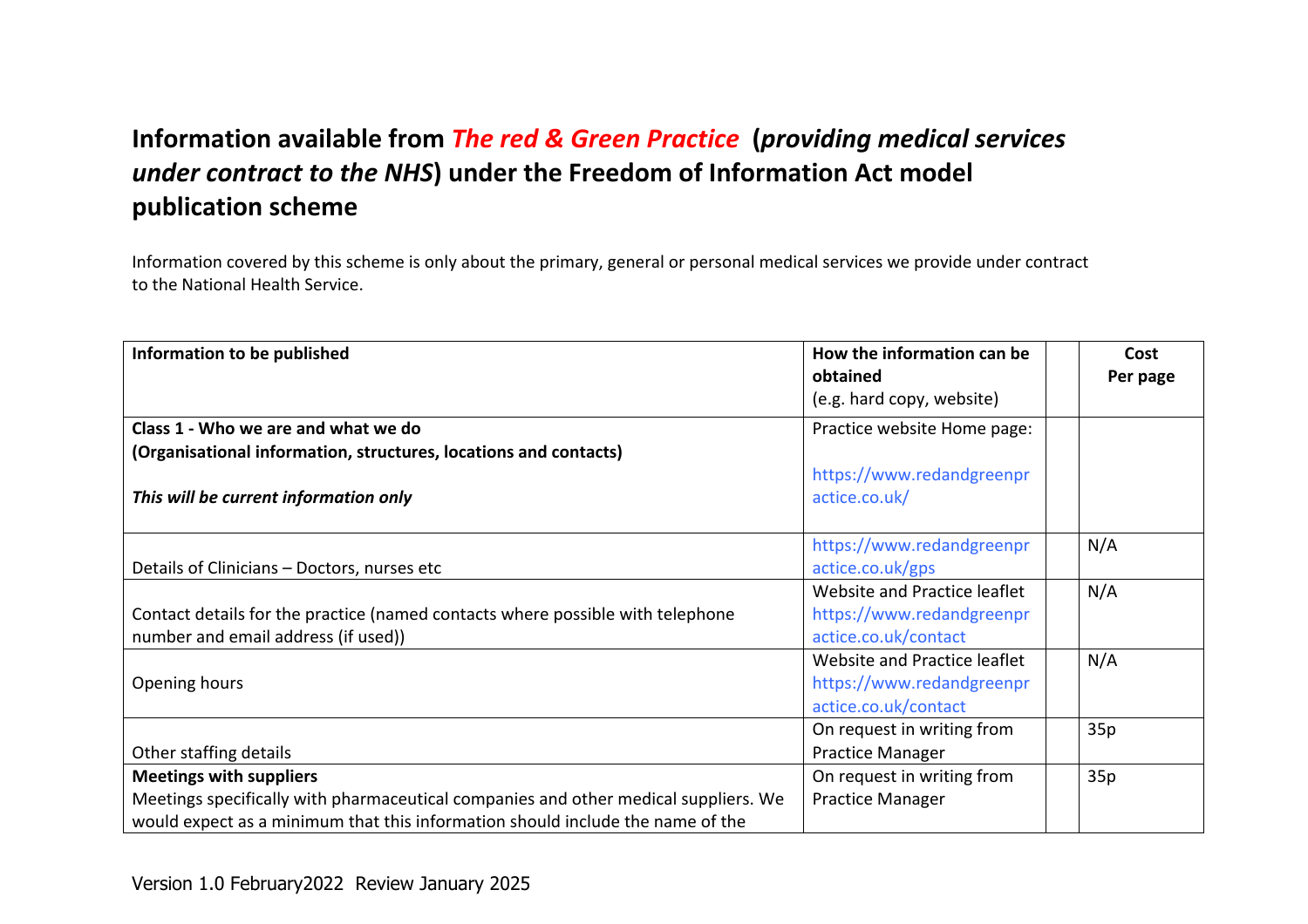# Information available from *The red & Green Practice* (*providing medical services under contract to the NHS*) under the Freedom of Information Act model publication scheme

Information covered by this scheme is only about the primary, general or personal medical services we provide under contract to the National Health Service.

| Information to be published | How the information can be obtained (e.g. hard copy, website) | | Cost Per page |
|---|---|---|---|
| **Class 1 - Who we are and what we do** **(Organisational information, structures, locations and contacts)** ***This will be current information only*** | Practice website Home page: https://www.redandgreenpractice.co.uk/ | | |
| Details of Clinicians – Doctors, nurses etc | https://www.redandgreenpractice.co.uk/gps | | N/A |
| Contact details for the practice (named contacts where possible with telephone number and email address (if used)) | Website and Practice leaflet https://www.redandgreenpractice.co.uk/contact | | N/A |
| Opening hours | Website and Practice leaflet https://www.redandgreenpractice.co.uk/contact | | N/A |
| Other staffing details | On request in writing from Practice Manager | | 35p |
| **Meetings with suppliers** Meetings specifically with pharmaceutical companies and other medical suppliers. We would expect as a minimum that this information should include the name of the | On request in writing from Practice Manager | | 35p |

Version 1.0 February2022 Review January 2025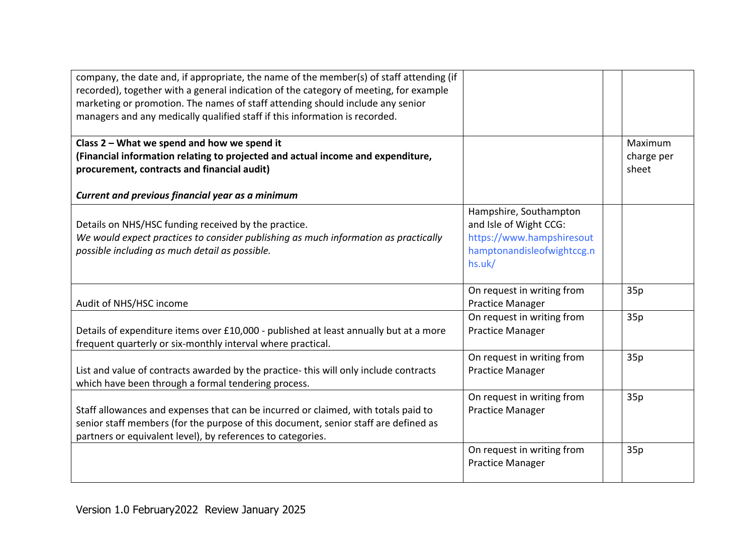| | | | |
|---|---|---|---|
| company, the date and, if appropriate, the name of the member(s) of staff attending (if recorded), together with a general indication of the category of meeting, for example marketing or promotion. The names of staff attending should include any senior managers and any medically qualified staff if this information is recorded. | | | |
| **Class 2 – What we spend and how we spend it**<br>**(Financial information relating to projected and actual income and expenditure, procurement, contracts and financial audit)**<br><br>***Current and previous financial year as a minimum*** | | | Maximum charge per sheet |
| Details on NHS/HSC funding received by the practice.<br>*We would expect practices to consider publishing as much information as practically possible including as much detail as possible.* | Hampshire, Southampton and Isle of Wight CCG: https://www.hampshiresouthamptonandisleofwightccg.nhs.uk/ | | |
| Audit of NHS/HSC income | On request in writing from Practice Manager | | 35p |
| Details of expenditure items over £10,000 - published at least annually but at a more frequent quarterly or six-monthly interval where practical. | On request in writing from Practice Manager | | 35p |
| List and value of contracts awarded by the practice- this will only include contracts which have been through a formal tendering process. | On request in writing from Practice Manager | | 35p |
| Staff allowances and expenses that can be incurred or claimed, with totals paid to senior staff members (for the purpose of this document, senior staff are defined as partners or equivalent level), by references to categories. | On request in writing from Practice Manager | | 35p |
| | On request in writing from Practice Manager | | 35p |

Version 1.0 February2022 Review January 2025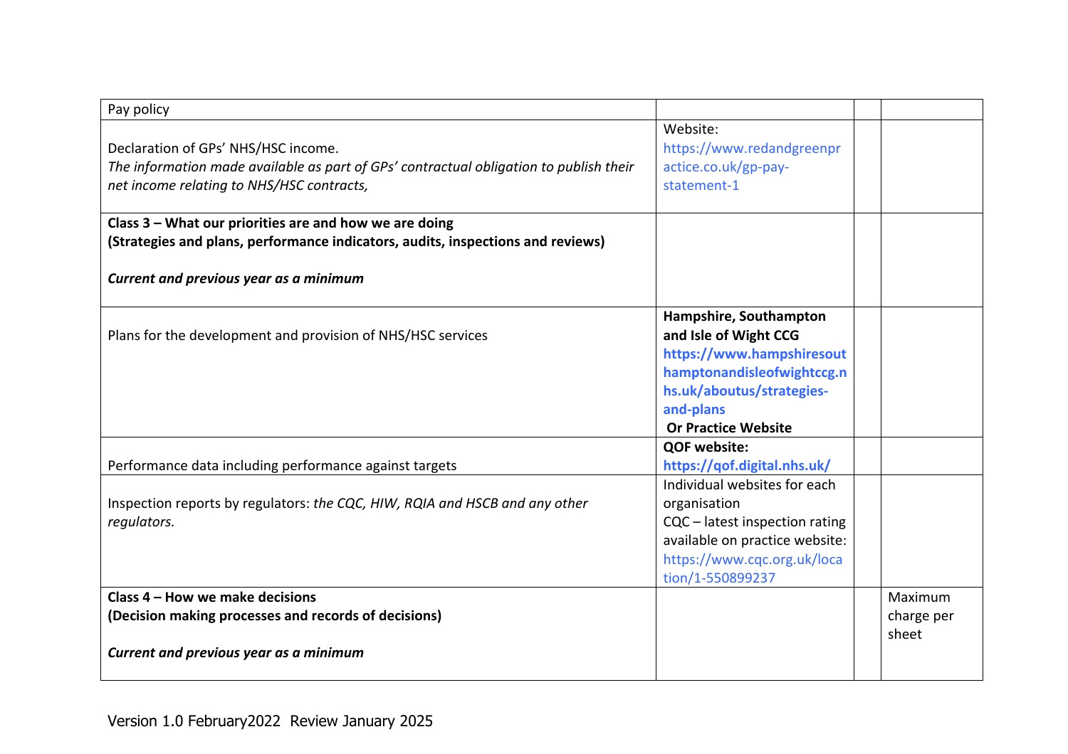| Pay policy | | | |
|---|---|---|---|
| Declaration of GPs' NHS/HSC income.<br>*The information made available as part of GPs' contractual obligation to publish their net income relating to NHS/HSC contracts,* | Website:<br>https://www.redandgreenpractice.co.uk/gp-pay-statement-1 | | |
| **Class 3 – What our priorities are and how we are doing**<br>**(Strategies and plans, performance indicators, audits, inspections and reviews)**<br><br>***Current and previous year as a minimum*** | | | |
| Plans for the development and provision of NHS/HSC services | **Hampshire, Southampton and Isle of Wight CCG**<br>**https://www.hampshiresouthamptonandisleofwightccg.nhs.uk/aboutus/strategies-and-plans**<br>**Or Practice Website** | | |
| Performance data including performance against targets | **QOF website:**<br>**https://qof.digital.nhs.uk/** | | |
| Inspection reports by regulators: *the CQC, HIW, RQIA and HSCB and any other regulators.* | Individual websites for each organisation<br>CQC – latest inspection rating available on practice website:<br>https://www.cqc.org.uk/location/1-550899237 | | |
| **Class 4 – How we make decisions**<br>**(Decision making processes and records of decisions)**<br><br>***Current and previous year as a minimum*** | | | Maximum charge per sheet |

Version 1.0 February2022 Review January 2025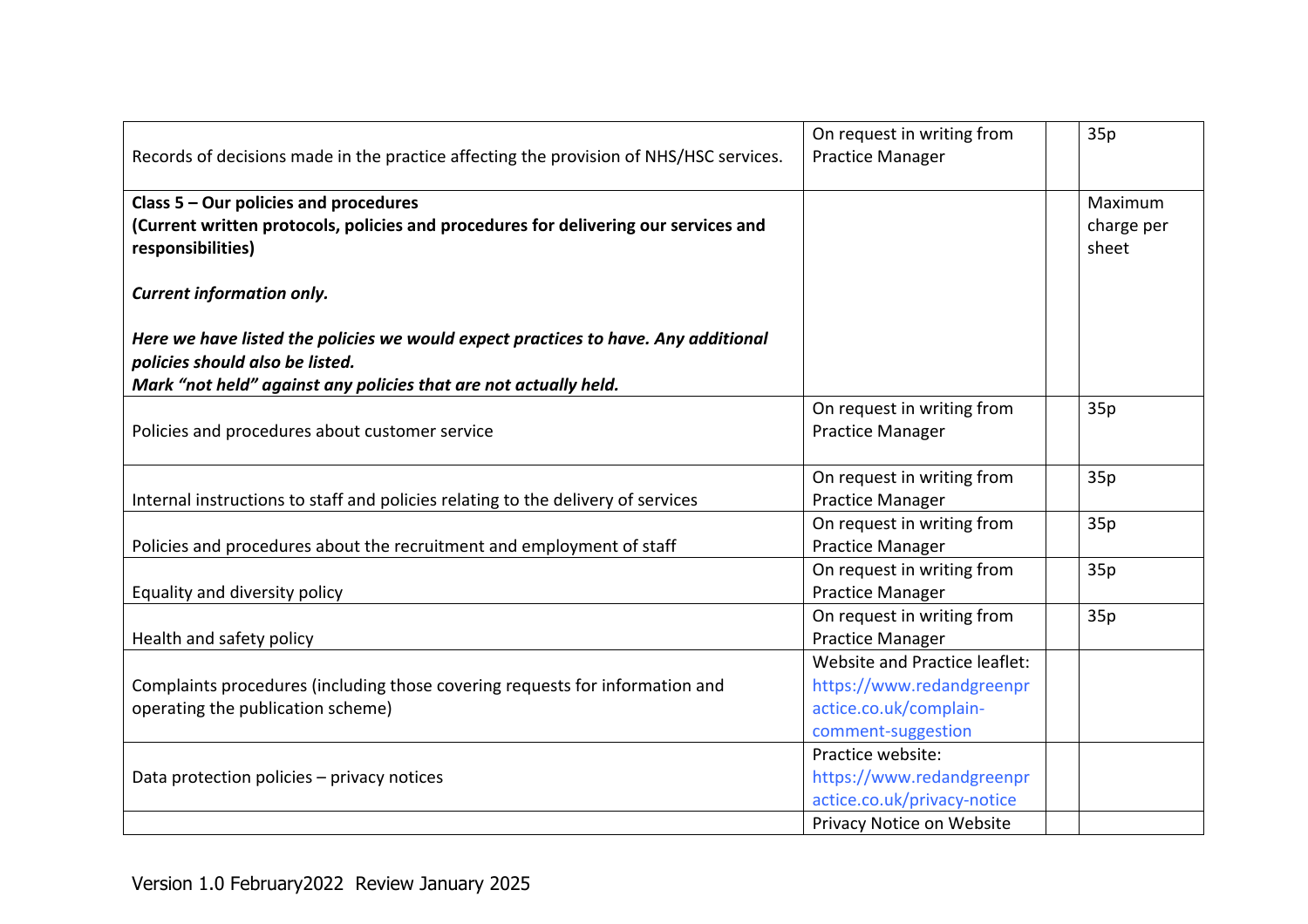| | | | |
|---|---|---|---|
| Records of decisions made in the practice affecting the provision of NHS/HSC services. | On request in writing from Practice Manager | | 35p |
| **Class 5 – Our policies and procedures**<br>**(Current written protocols, policies and procedures for delivering our services and responsibilities)**<br><br>***Current information only.***<br><br>***Here we have listed the policies we would expect practices to have. Any additional policies should also be listed.***<br>***Mark "not held" against any policies that are not actually held.*** | | | Maximum charge per sheet |
| Policies and procedures about customer service | On request in writing from Practice Manager | | 35p |
| Internal instructions to staff and policies relating to the delivery of services | On request in writing from Practice Manager | | 35p |
| Policies and procedures about the recruitment and employment of staff | On request in writing from Practice Manager | | 35p |
| Equality and diversity policy | On request in writing from Practice Manager | | 35p |
| Health and safety policy | On request in writing from Practice Manager | | 35p |
| Complaints procedures (including those covering requests for information and operating the publication scheme) | Website and Practice leaflet: https://www.redandgreenpractice.co.uk/complain-comment-suggestion | | |
| Data protection policies – privacy notices | Practice website: https://www.redandgreenpractice.co.uk/privacy-notice | | |
| | Privacy Notice on Website | | |

Version 1.0 February2022 Review January 2025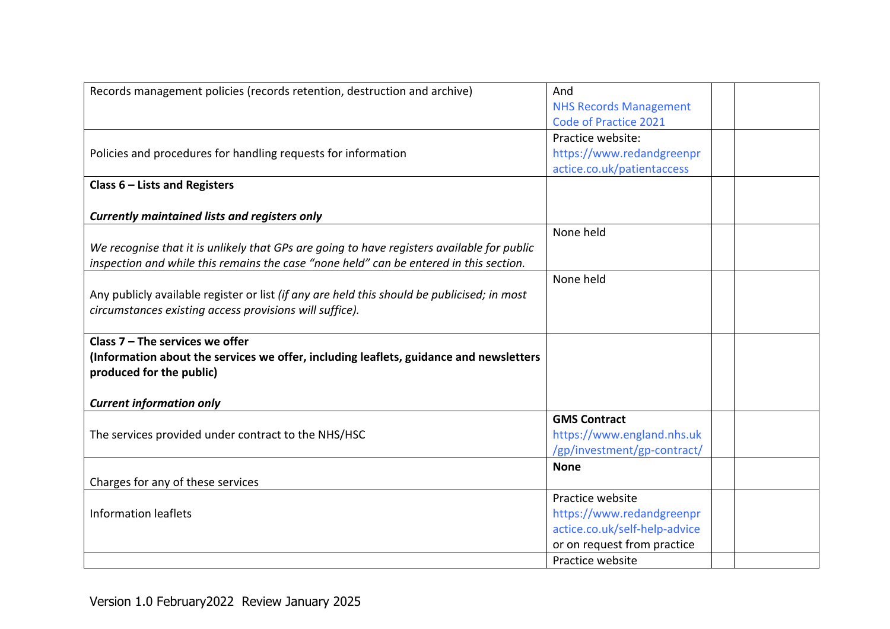| | | | |
|---|---|---|---|
| Records management policies (records retention, destruction and archive) | And<br>NHS Records Management Code of Practice 2021 | | |
| Policies and procedures for handling requests for information | Practice website:<br>https://www.redandgreenpractice.co.uk/patientaccess | | |
| **Class 6 – Lists and Registers**<br><br>***Currently maintained lists and registers only*** | | | |
| *We recognise that it is unlikely that GPs are going to have registers available for public inspection and while this remains the case "none held" can be entered in this section.* | None held | | |
| Any publicly available register or list *(if any are held this should be publicised; in most circumstances existing access provisions will suffice).* | None held | | |
| **Class 7 – The services we offer**<br>**(Information about the services we offer, including leaflets, guidance and newsletters produced for the public)**<br><br>***Current information only*** | | | |
| The services provided under contract to the NHS/HSC | **GMS Contract**<br>https://www.england.nhs.uk/gp/investment/gp-contract/ | | |
| Charges for any of these services | **None** | | |
| Information leaflets | Practice website<br>https://www.redandgreenpractice.co.uk/self-help-advice<br>or on request from practice | | |
| | Practice website | | |

Version 1.0 February2022 Review January 2025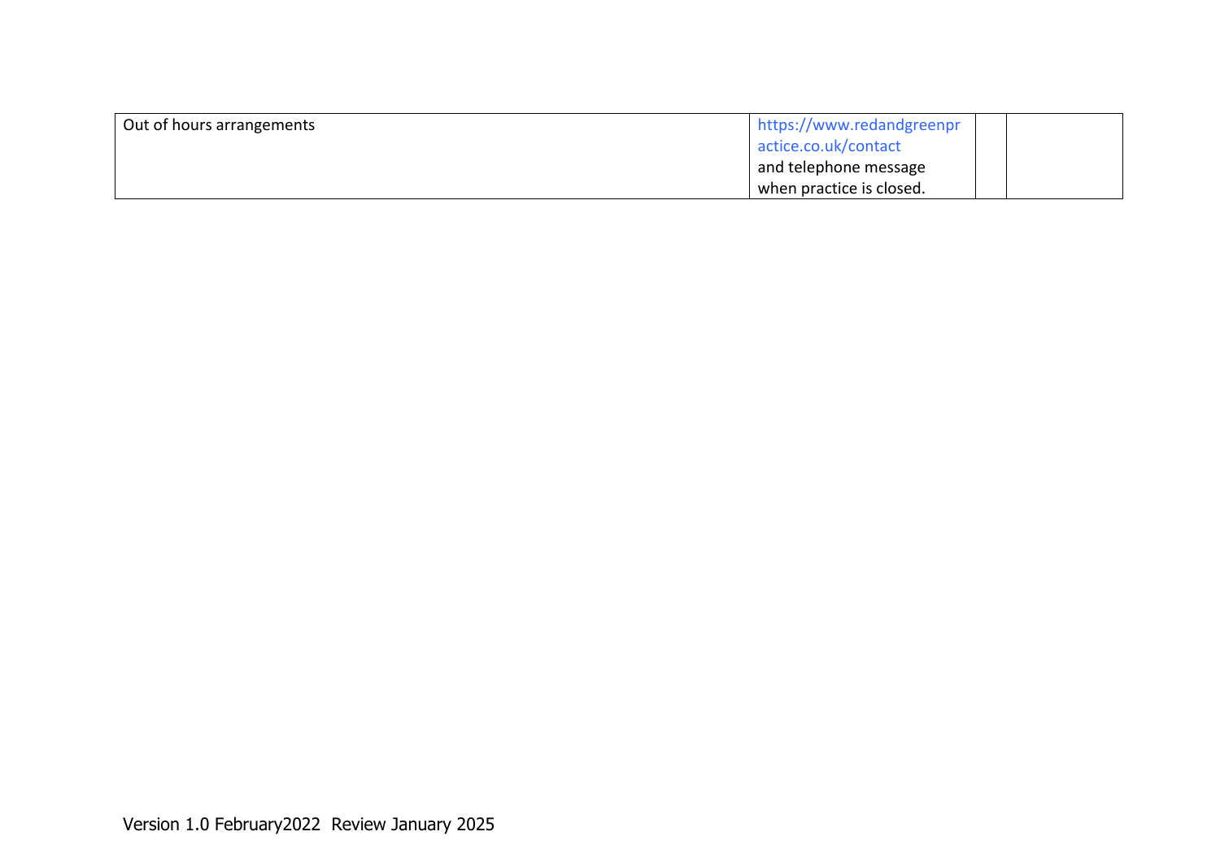| | | | |
|---|---|---|---|
| Out of hours arrangements | https://www.redandgreenpractice.co.uk/contact and telephone message when practice is closed. | | |